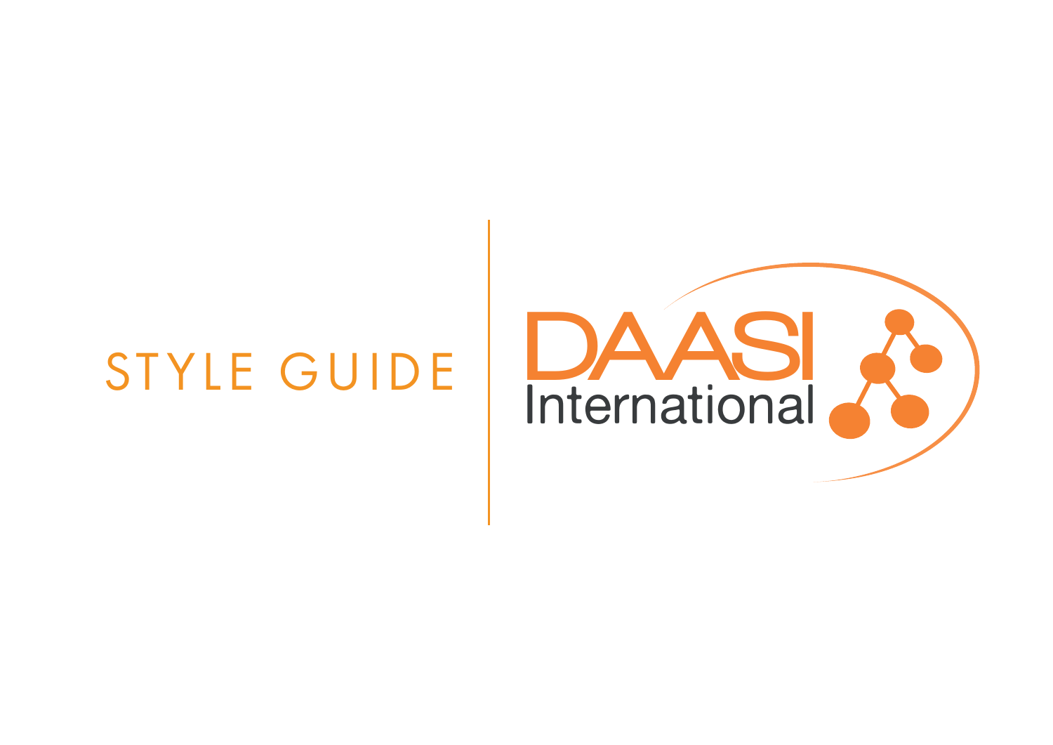# STYLE GUIDE

DAASI International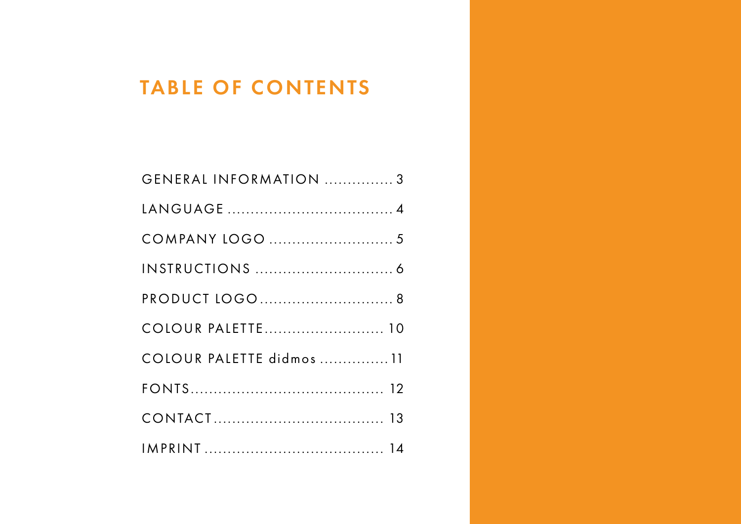# TABLE OF CONTENTS

GENERAL INFORMATION ............... 3

LANGUAGE .................................. 4

COMPANY LOGO .......................... 5

INSTRUCTIONS ............................. 6

PRODUCT LOGO ............................ 8

COLOUR PALETTE ......................... 10

COLOUR PALETTE didmos .............. 11

FONTS ......................................... 12

CONTACT ..................................... 13

IMPRINT ....................................... 14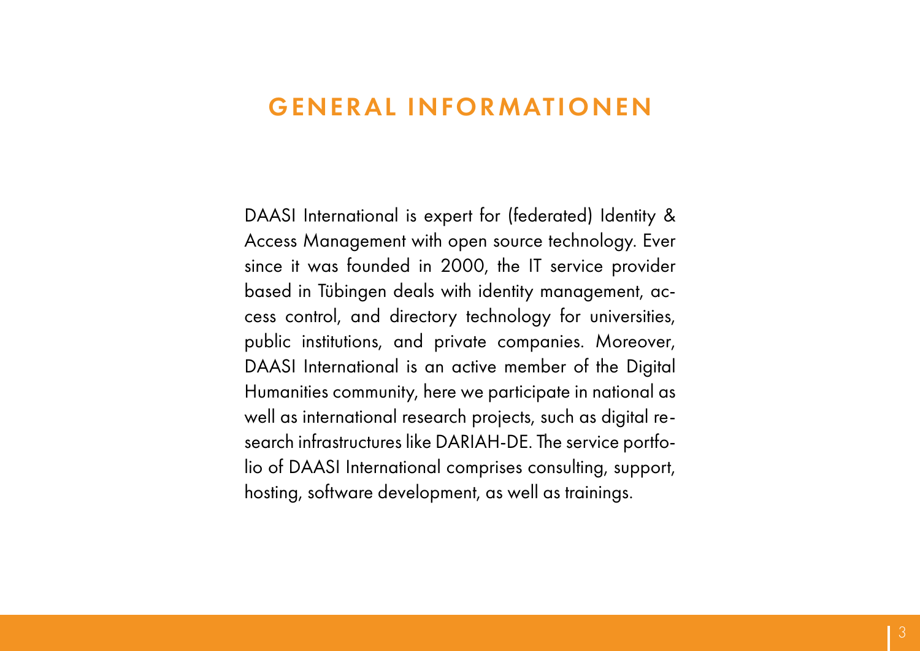# GENERAL INFORMATIONEN

DAASI International is expert for (federated) Identity & Access Management with open source technology. Ever since it was founded in 2000, the IT service provider based in Tübingen deals with identity management, access control, and directory technology for universities, public institutions, and private companies. Moreover, DAASI International is an active member of the Digital Humanities community, here we participate in national as well as international research projects, such as digital research infrastructures like DARIAH-DE. The service portfolio of DAASI International comprises consulting, support, hosting, software development, as well as trainings.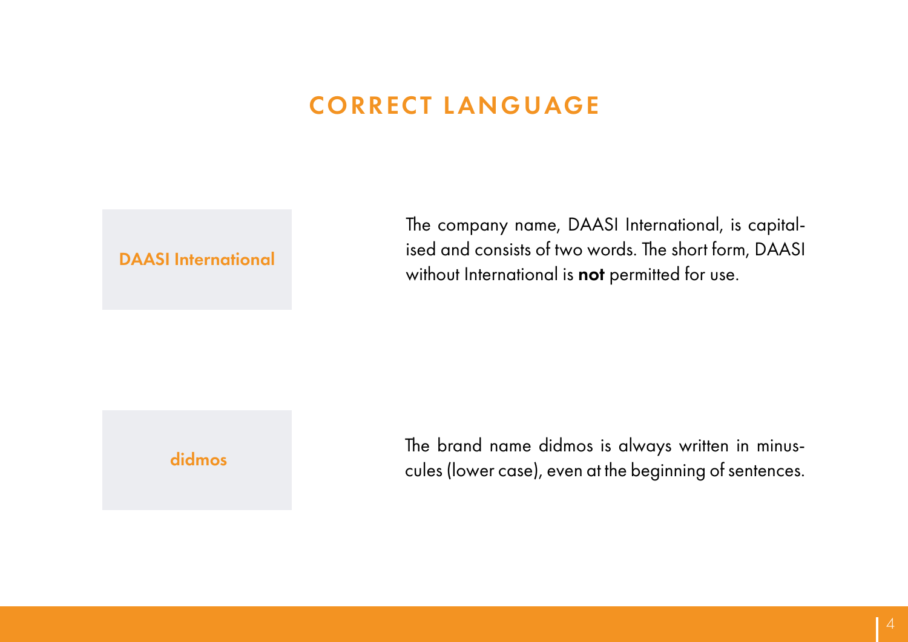# CORRECT LANGUAGE

**DAASI International**

The company name, DAASI International, is capitalised and consists of two words. The short form, DAASI without International is **not** permitted for use.

**didmos**

The brand name didmos is always written in minuscules (lower case), even at the beginning of sentences.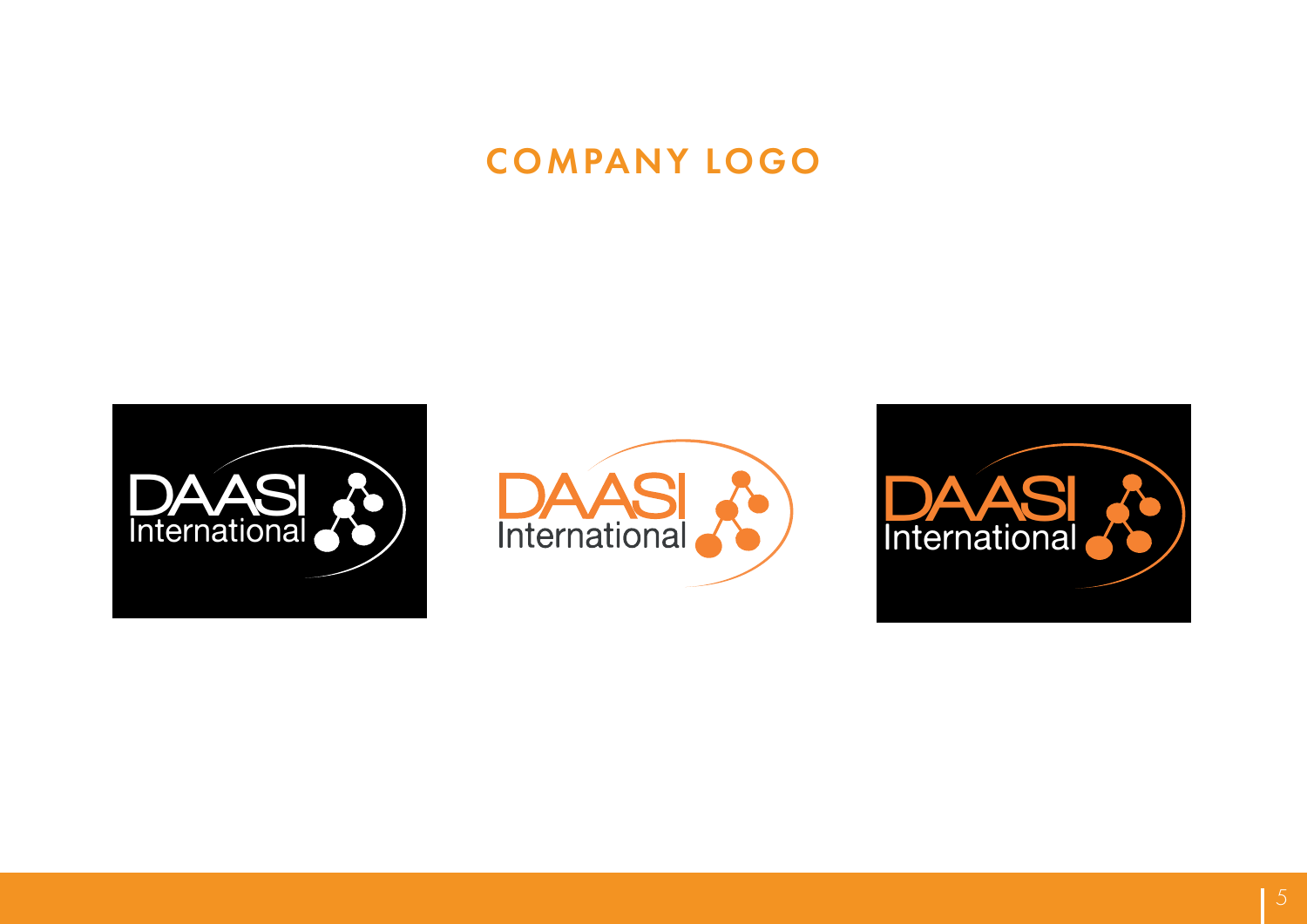# COMPANY LOGO

DAASI International

DAASI International

DAASI International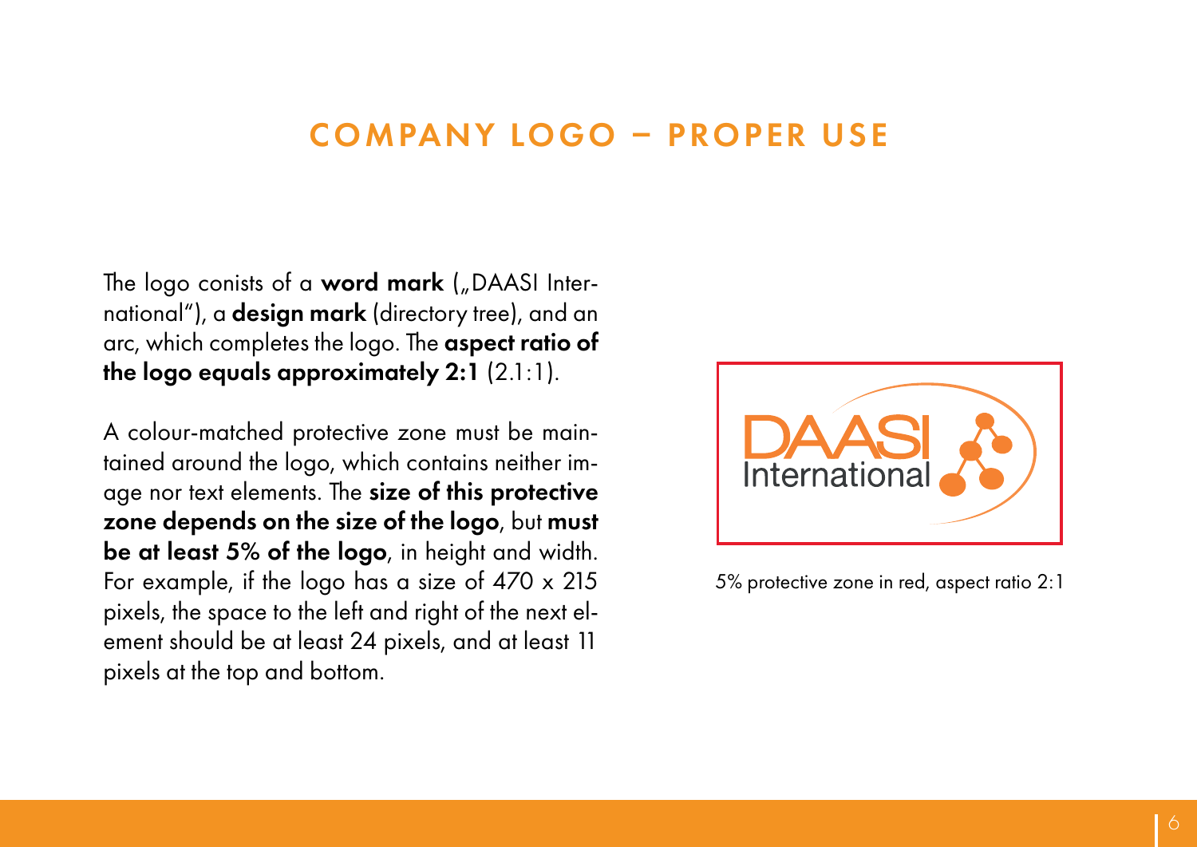# COMPANY LOGO – PROPER USE

The logo conists of a **word mark** („DAASI International"), a **design mark** (directory tree), and an arc, which completes the logo. The **aspect ratio of the logo equals approximately 2:1** (2.1:1).

A colour-matched protective zone must be maintained around the logo, which contains neither image nor text elements. The **size of this protective zone depends on the size of the logo**, but **must be at least 5% of the logo**, in height and width. For example, if the logo has a size of 470 x 215 pixels, the space to the left and right of the next element should be at least 24 pixels, and at least 11 pixels at the top and bottom.

5% protective zone in red, aspect ratio 2:1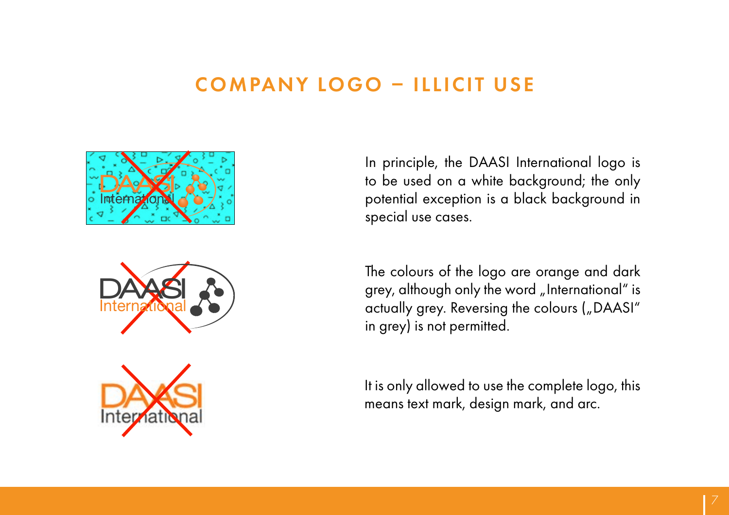# COMPANY LOGO – ILLICIT USE

In principle, the DAASI International logo is to be used on a white background; the only potential exception is a black background in special use cases.

The colours of the logo are orange and dark grey, although only the word „International" is actually grey. Reversing the colours („DAASI" in grey) is not permitted.

It is only allowed to use the complete logo, this means text mark, design mark, and arc.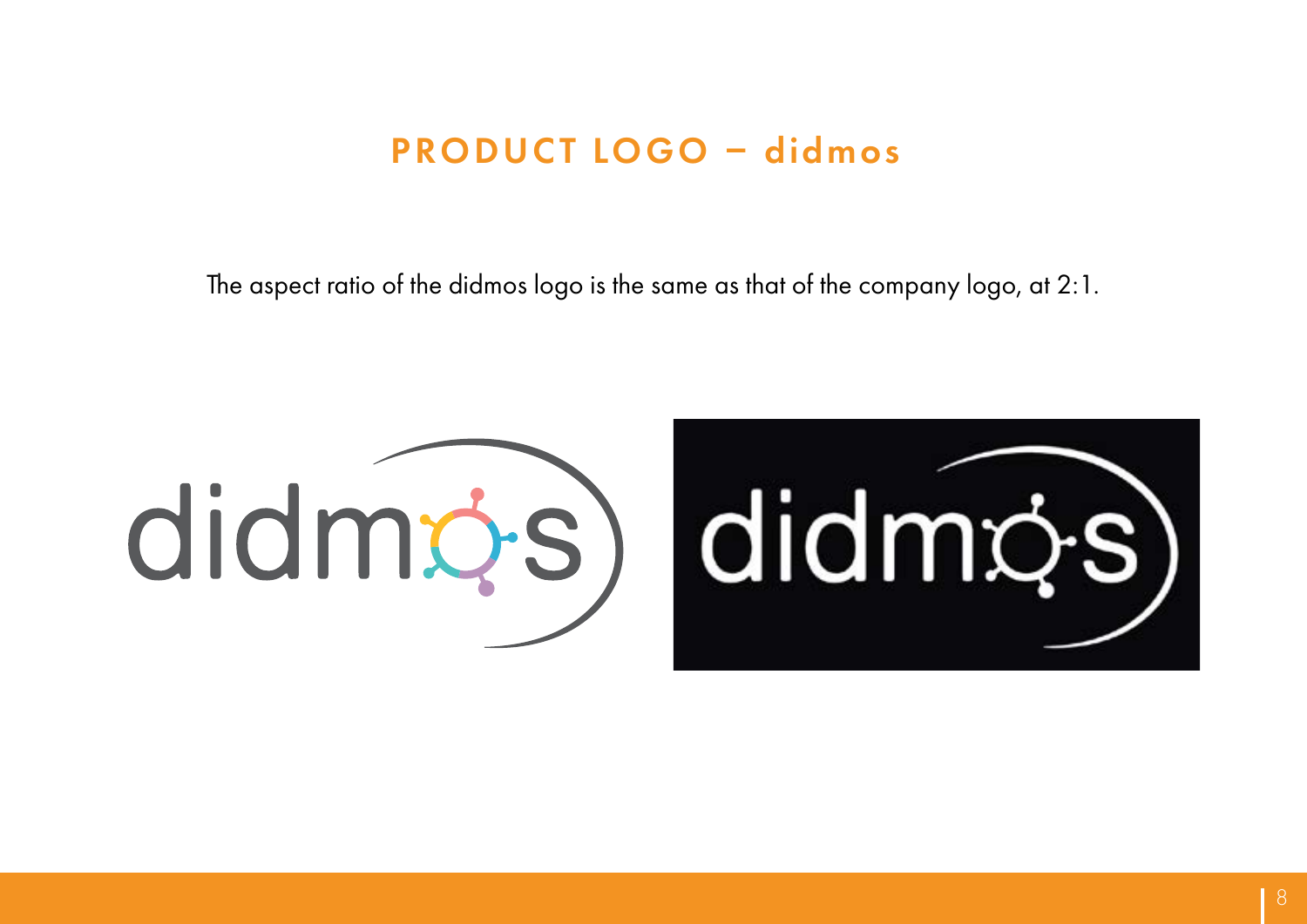# PRODUCT LOGO – didmos

The aspect ratio of the didmos logo is the same as that of the company logo, at 2:1.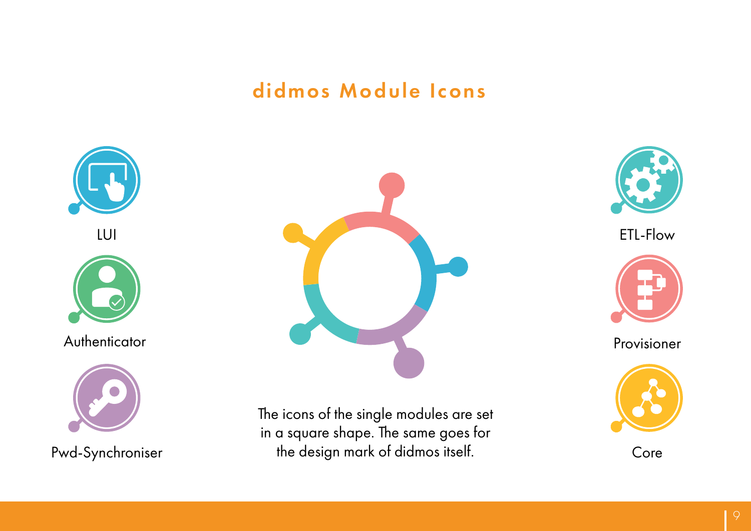# didmos Module Icons

LUI

Authenticator

Pwd-Synchroniser

The icons of the single modules are set in a square shape. The same goes for the design mark of didmos itself.

ETL-Flow

Provisioner

Core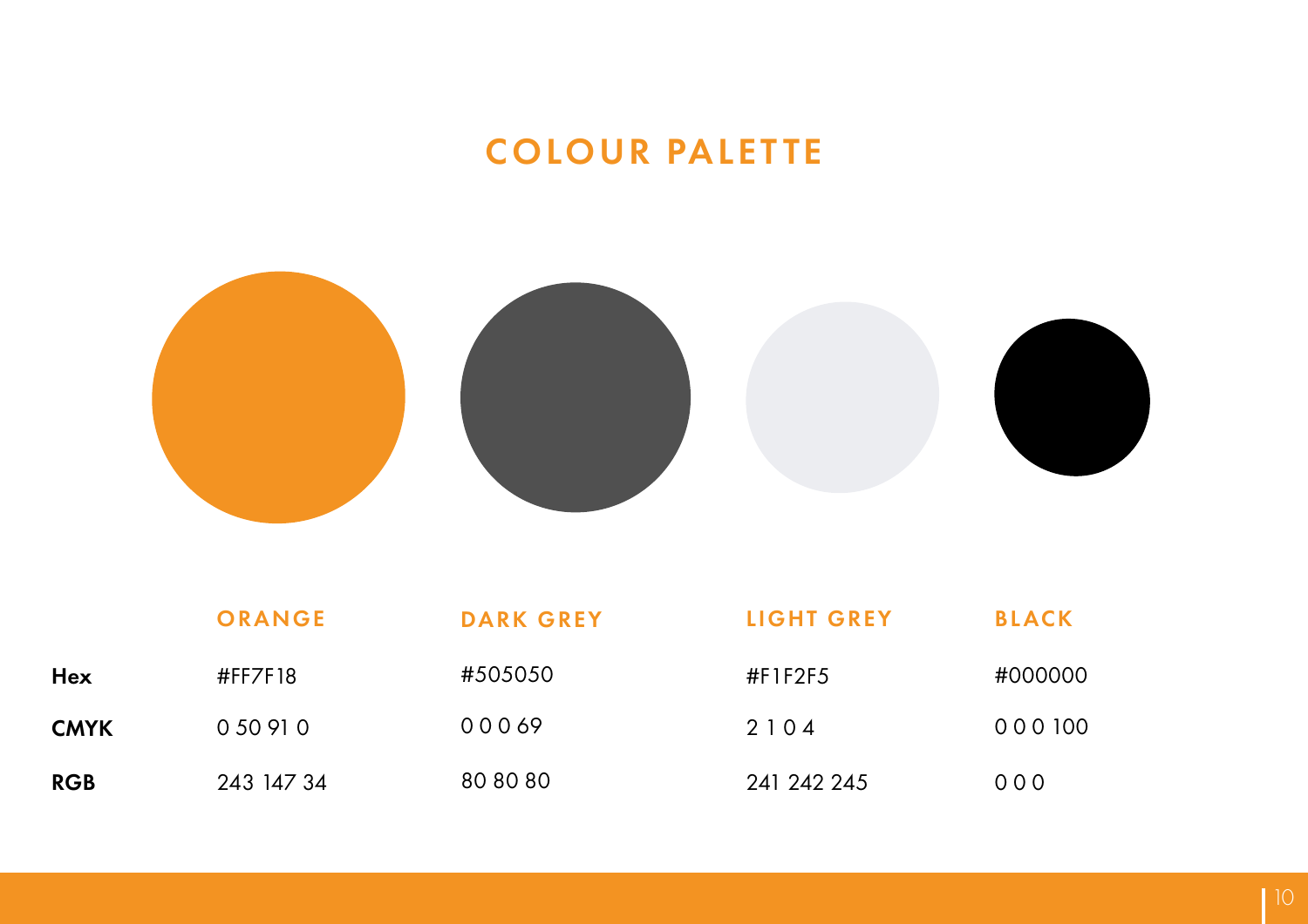# COLOUR PALETTE

| | ORANGE | DARK GREY | LIGHT GREY | BLACK |
|---|---|---|---|---|
| **Hex** | #FF7F18 | #505050 | #F1F2F5 | #000000 |
| **CMYK** | 0 50 91 0 | 0 0 0 69 | 2 1 0 4 | 0 0 0 100 |
| **RGB** | 243 147 34 | 80 80 80 | 241 242 245 | 0 0 0 |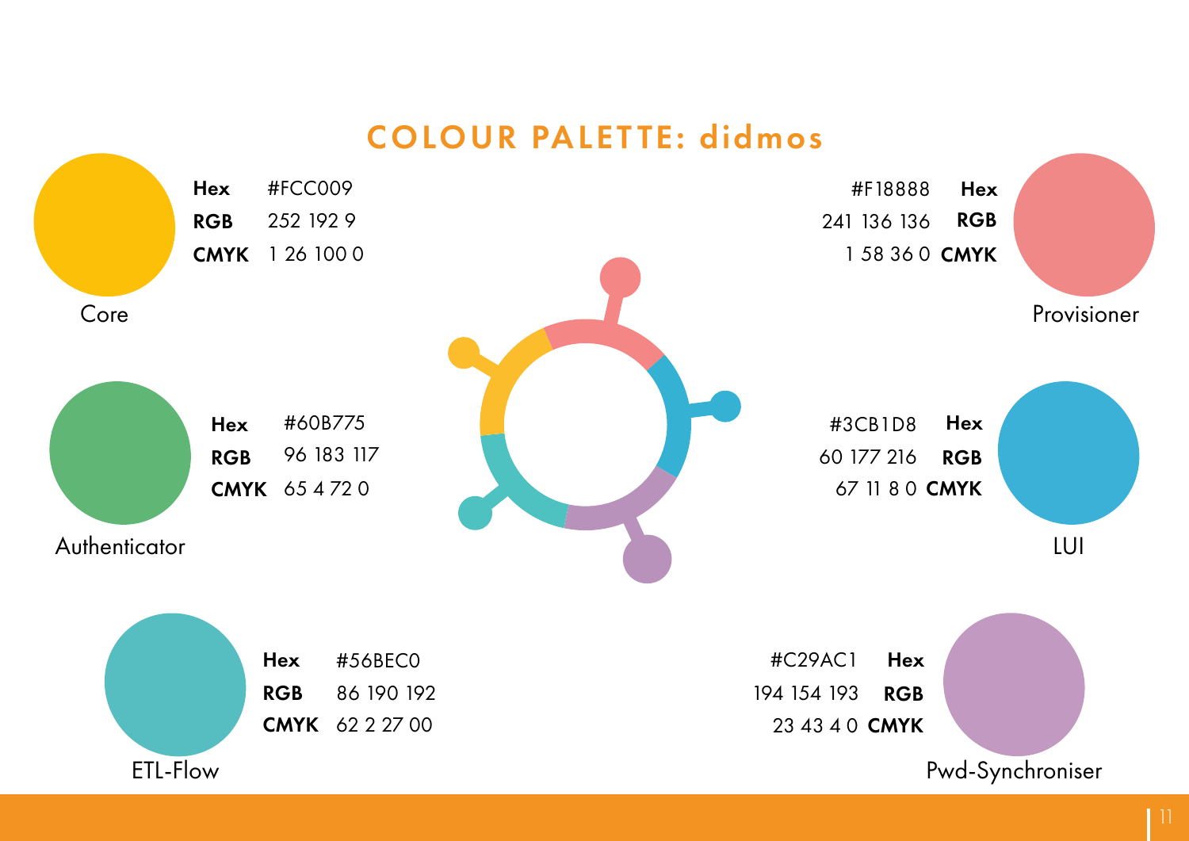# COLOUR PALETTE: didmos

**Core**

| | |
|---|---|
| **Hex** | #FCC009 |
| **RGB** | 252 192 9 |
| **CMYK** | 1 26 100 0 |

**Provisioner**

| | |
|---|---|
| **Hex** | #F18888 |
| **RGB** | 241 136 136 |
| **CMYK** | 1 58 36 0 |

**Authenticator**

| | |
|---|---|
| **Hex** | #60B775 |
| **RGB** | 96 183 117 |
| **CMYK** | 65 4 72 0 |

**LUI**

| | |
|---|---|
| **Hex** | #3CB1D8 |
| **RGB** | 60 177 216 |
| **CMYK** | 67 11 8 0 |

**ETL-Flow**

| | |
|---|---|
| **Hex** | #56BEC0 |
| **RGB** | 86 190 192 |
| **CMYK** | 62 2 27 00 |

**Pwd-Synchroniser**

| | |
|---|---|
| **Hex** | #C29AC1 |
| **RGB** | 194 154 193 |
| **CMYK** | 23 43 4 0 |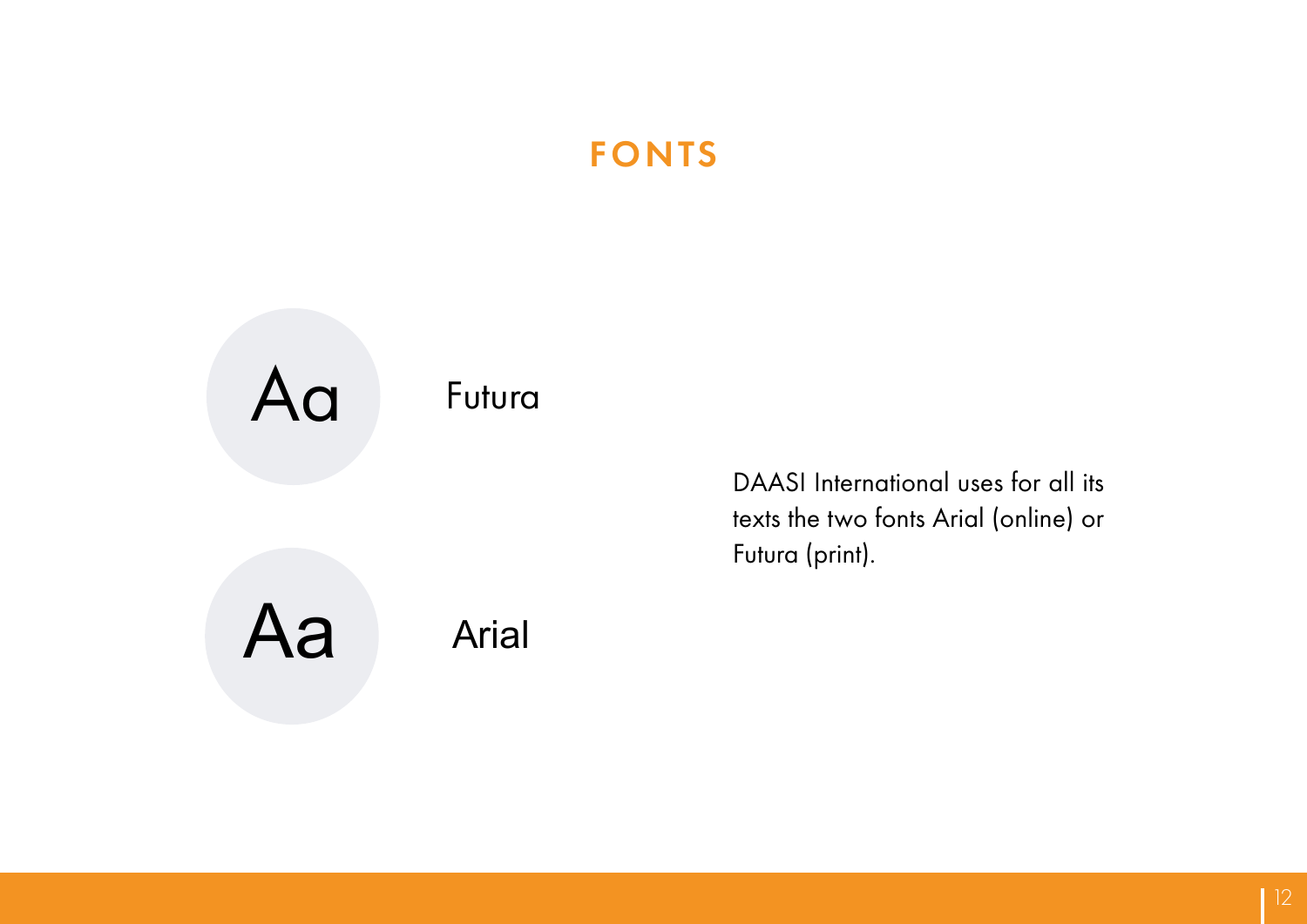# FONTS

Aa Futura

Aa Arial

DAASI International uses for all its texts the two fonts Arial (online) or Futura (print).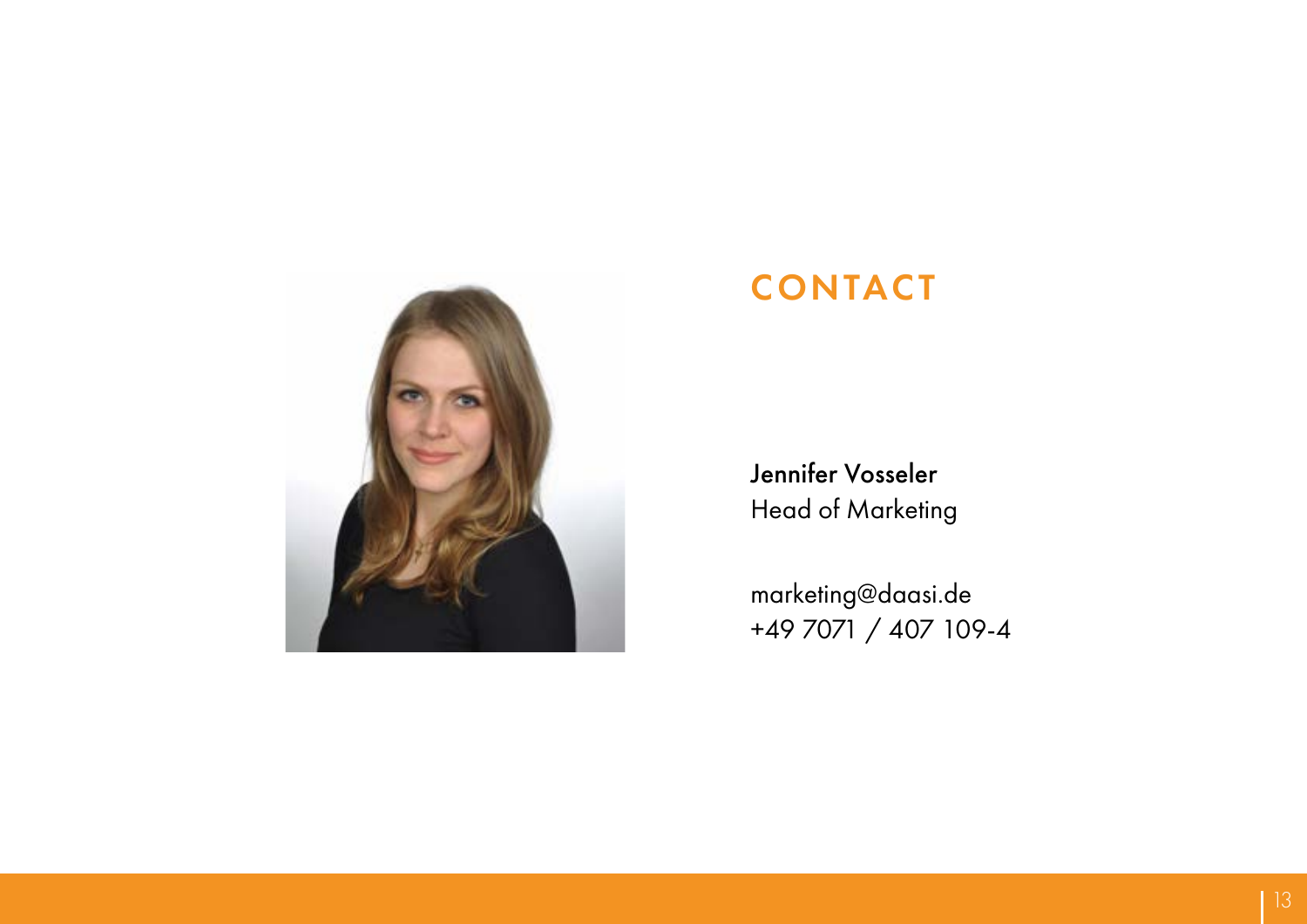# CONTACT

**Jennifer Vosseler**
Head of Marketing

marketing@daasi.de
+49 7071 / 407 109-4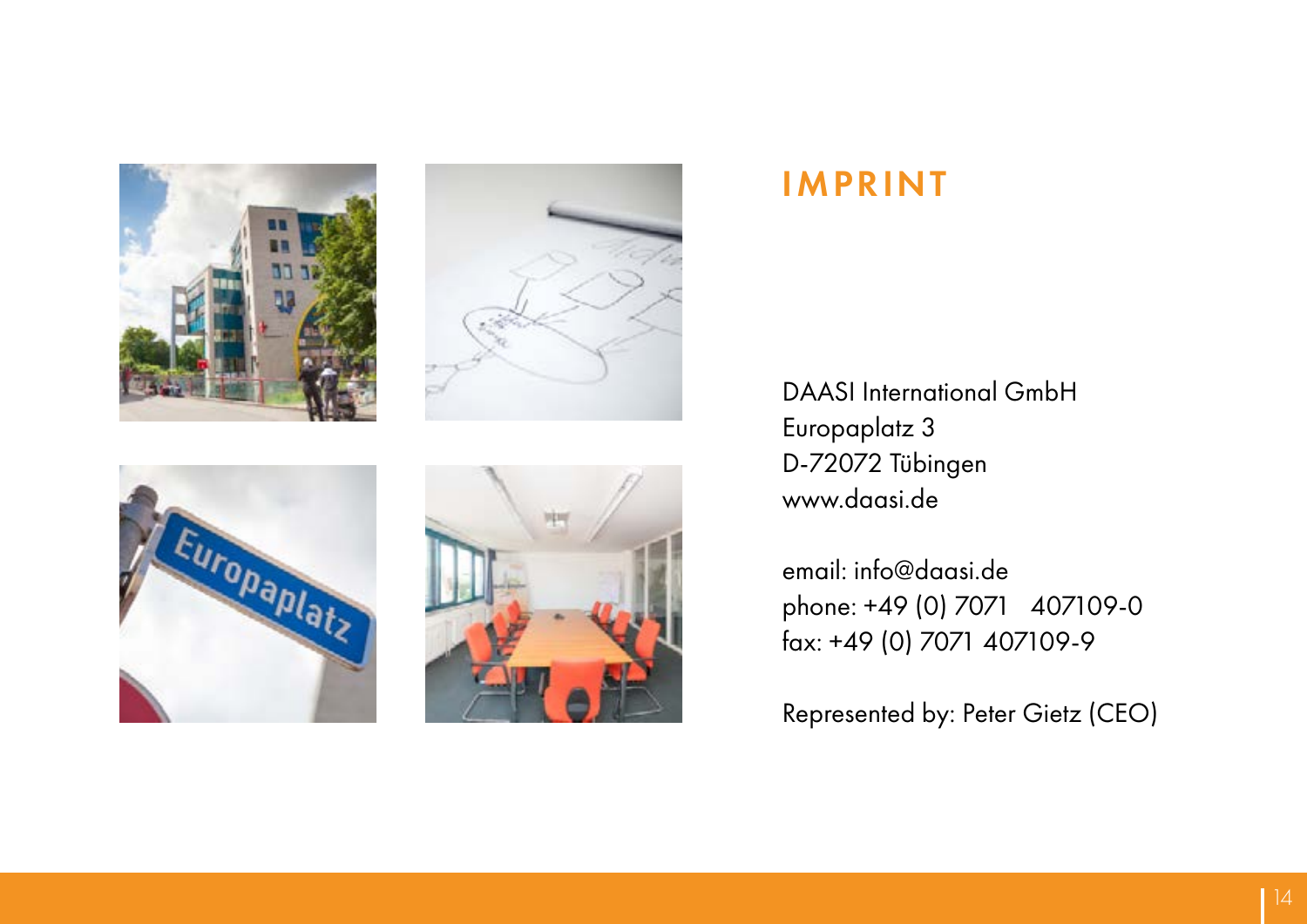# IMPRINT

DAASI International GmbH
Europaplatz 3
D-72072 Tübingen
www.daasi.de

email: info@daasi.de
phone: +49 (0) 7071 407109-0
fax: +49 (0) 7071 407109-9

Represented by: Peter Gietz (CEO)